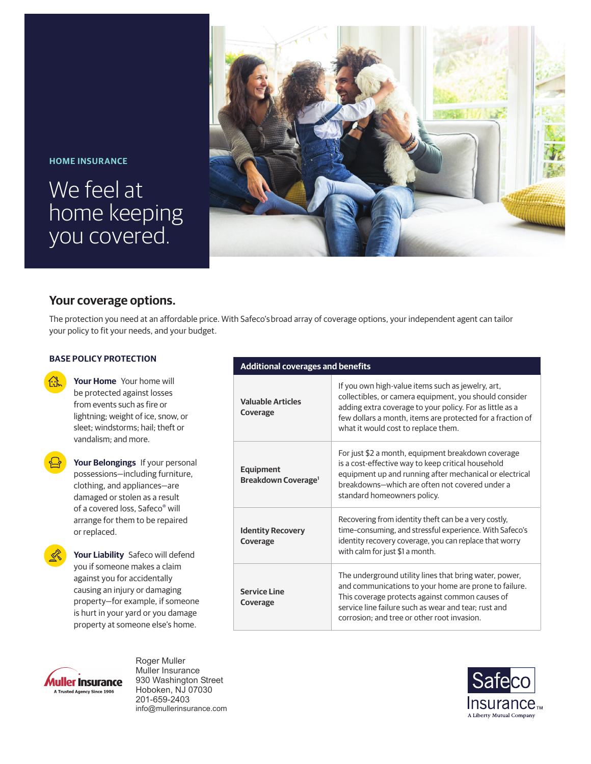HOME INSURANCE

# We feel at home keeping you covered.

## Your coverage options.

The protection you need at an affordable price. With Safeco's broad array of coverage options, your independent agent can tailor your policy to fit your needs, and your budget.

### BASE POLICY PROTECTION

**Your Home** Your home will be protected against losses from events such as fire or lightning; weight of ice, snow, or sleet; windstorms; hail; theft or vandalism; and more.

**Your Belongings** If your personal possessions—including furniture, clothing, and appliances—are damaged or stolen as a result of a covered loss, Safeco® will arrange for them to be repaired or replaced.

**Your Liability** Safeco will defend you if someone makes a claim against you for accidentally causing an injury or damaging property—for example, if someone is hurt in your yard or you damage property at someone else's home.

| Additional coverages and benefits | |
|---|---|
| **Valuable Articles Coverage** | If you own high-value items such as jewelry, art, collectibles, or camera equipment, you should consider adding extra coverage to your policy. For as little as a few dollars a month, items are protected for a fraction of what it would cost to replace them. |
| **Equipment Breakdown Coverage**[1] | For just $2 a month, equipment breakdown coverage is a cost-effective way to keep critical household equipment up and running after mechanical or electrical breakdowns—which are often not covered under a standard homeowners policy. |
| **Identity Recovery Coverage** | Recovering from identity theft can be a very costly, time-consuming, and stressful experience. With Safeco's identity recovery coverage, you can replace that worry with calm for just $1 a month. |
| **Service Line Coverage** | The underground utility lines that bring water, power, and communications to your home are prone to failure. This coverage protects against common causes of service line failure such as wear and tear; rust and corrosion; and tree or other root invasion. |

Muller Insurance
A Trusted Agency Since 1906

Roger Muller
Muller Insurance
930 Washington Street
Hoboken, NJ 07030
201-659-2403
info@mullerinsurance.com

Safeco Insurance™
A Liberty Mutual Company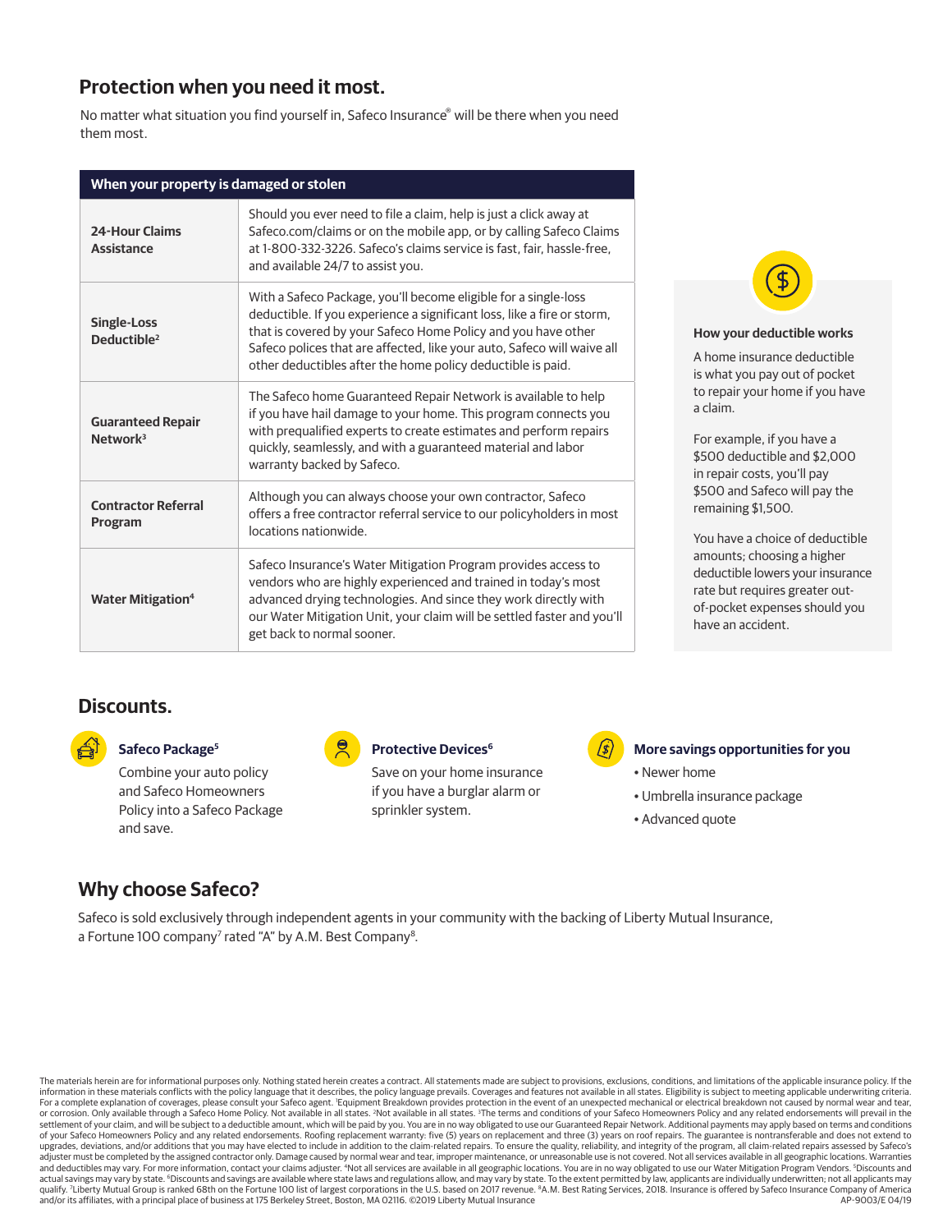## Protection when you need it most.

No matter what situation you find yourself in, Safeco Insurance® will be there when you need them most.

| When your property is damaged or stolen | |
|---|---|
| **24-Hour Claims Assistance** | Should you ever need to file a claim, help is just a click away at Safeco.com/claims or on the mobile app, or by calling Safeco Claims at 1-800-332-3226. Safeco's claims service is fast, fair, hassle-free, and available 24/7 to assist you. |
| **Single-Loss Deductible[2]** | With a Safeco Package, you'll become eligible for a single-loss deductible. If you experience a significant loss, like a fire or storm, that is covered by your Safeco Home Policy and you have other Safeco polices that are affected, like your auto, Safeco will waive all other deductibles after the home policy deductible is paid. |
| **Guaranteed Repair Network[3]** | The Safeco home Guaranteed Repair Network is available to help if you have hail damage to your home. This program connects you with prequalified experts to create estimates and perform repairs quickly, seamlessly, and with a guaranteed material and labor warranty backed by Safeco. |
| **Contractor Referral Program** | Although you can always choose your own contractor, Safeco offers a free contractor referral service to our policyholders in most locations nationwide. |
| **Water Mitigation[4]** | Safeco Insurance's Water Mitigation Program provides access to vendors who are highly experienced and trained in today's most advanced drying technologies. And since they work directly with our Water Mitigation Unit, your claim will be settled faster and you'll get back to normal sooner. |

**How your deductible works**

A home insurance deductible is what you pay out of pocket to repair your home if you have a claim.

For example, if you have a $500 deductible and $2,000 in repair costs, you'll pay $500 and Safeco will pay the remaining $1,500.

You have a choice of deductible amounts; choosing a higher deductible lowers your insurance rate but requires greater out-of-pocket expenses should you have an accident.

## Discounts.

**Safeco Package[5]**

Combine your auto policy and Safeco Homeowners Policy into a Safeco Package and save.

**Protective Devices[6]**

Save on your home insurance if you have a burglar alarm or sprinkler system.

**More savings opportunities for you**

- Newer home
- Umbrella insurance package
- Advanced quote

## Why choose Safeco?

Safeco is sold exclusively through independent agents in your community with the backing of Liberty Mutual Insurance, a Fortune 100 company[7] rated "A" by A.M. Best Company[8].

The materials herein are for informational purposes only. Nothing stated herein creates a contract. All statements made are subject to provisions, exclusions, conditions, and limitations of the applicable insurance policy. If the information in these materials conflicts with the policy language that it describes, the policy language prevails. Coverages and features not available in all states. Eligibility is subject to meeting applicable underwriting criteria. For a complete explanation of coverages, please consult your Safeco agent. [1]Equipment Breakdown provides protection in the event of an unexpected mechanical or electrical breakdown not caused by normal wear and tear, or corrosion. Only available through a Safeco Home Policy. Not available in all states. [2]Not available in all states. [3]The terms and conditions of your Safeco Homeowners Policy and any related endorsements will prevail in the settlement of your claim, and will be subject to a deductible amount, which will be paid by you. You are in no way obligated to use our Guaranteed Repair Network. Additional payments may apply based on terms and conditions of your Safeco Homeowners Policy and any related endorsements. Roofing replacement warranty: five (5) years on replacement and three (3) years on roof repairs. The guarantee is nontransferable and does not extend to upgrades, deviations, and/or additions that you may have elected to include in addition to the claim-related repairs. To ensure the quality, reliability, and integrity of the program, all claim-related repairs assessed by Safeco's adjuster must be completed by the assigned contractor only. Damage caused by normal wear and tear, improper maintenance, or unreasonable use is not covered. Not all services available in all geographic locations. Warranties and deductibles may vary. For more information, contact your claims adjuster. [4]Not all services are available in all geographic locations. You are in no way obligated to use our Water Mitigation Program Vendors. [5]Discounts and actual savings may vary by state. [6]Discounts and savings are available where state laws and regulations allow, and may vary by state. To the extent permitted by law, applicants are individually underwritten; not all applicants may qualify. [7]Liberty Mutual Group is ranked 68th on the Fortune 100 list of largest corporations in the U.S. based on 2017 revenue. [8]A.M. Best Rating Services, 2018. Insurance is offered by Safeco Insurance Company of America and/or its affiliates, with a principal place of business at 175 Berkeley Street, Boston, MA 02116. ©2019 Liberty Mutual Insurance AP-9003/E 04/19